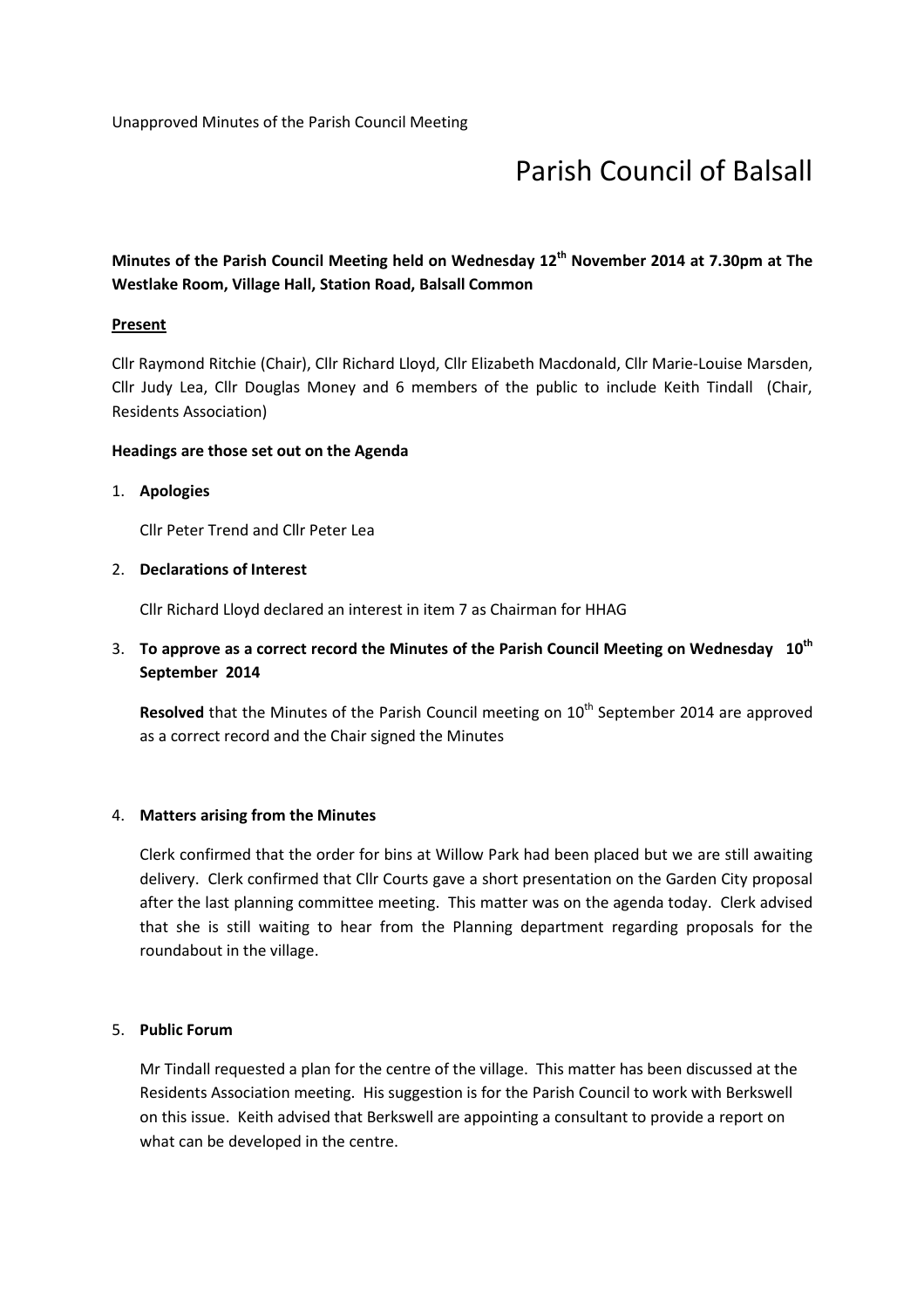Unapproved Minutes of the Parish Council Meeting

# Parish Council of Balsall

**Minutes of the Parish Council Meeting held on Wednesday 12th November 2014 at 7.30pm at The Westlake Room, Village Hall, Station Road, Balsall Common**

**Present**

Cllr Raymond Ritchie (Chair), Cllr Richard Lloyd, Cllr Elizabeth Macdonald, Cllr Marie-Louise Marsden, Cllr Judy Lea, Cllr Douglas Money and 6 members of the public to include Keith Tindall (Chair, Residents Association)

**Headings are those set out on the Agenda**

1. **Apologies**

   Cllr Peter Trend and Cllr Peter Lea

2. **Declarations of Interest**

   Cllr Richard Lloyd declared an interest in item 7 as Chairman for HHAG

3. **To approve as a correct record the Minutes of the Parish Council Meeting on Wednesday 10th September 2014**

   **Resolved** that the Minutes of the Parish Council meeting on 10th September 2014 are approved as a correct record and the Chair signed the Minutes

4. **Matters arising from the Minutes**

   Clerk confirmed that the order for bins at Willow Park had been placed but we are still awaiting delivery. Clerk confirmed that Cllr Courts gave a short presentation on the Garden City proposal after the last planning committee meeting. This matter was on the agenda today. Clerk advised that she is still waiting to hear from the Planning department regarding proposals for the roundabout in the village.

5. **Public Forum**

   Mr Tindall requested a plan for the centre of the village. This matter has been discussed at the Residents Association meeting. His suggestion is for the Parish Council to work with Berkswell on this issue. Keith advised that Berkswell are appointing a consultant to provide a report on what can be developed in the centre.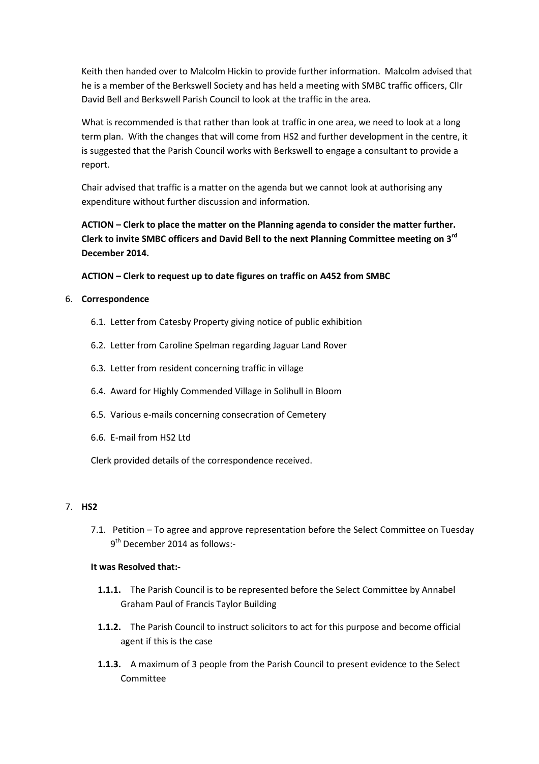Keith then handed over to Malcolm Hickin to provide further information. Malcolm advised that he is a member of the Berkswell Society and has held a meeting with SMBC traffic officers, Cllr David Bell and Berkswell Parish Council to look at the traffic in the area.

What is recommended is that rather than look at traffic in one area, we need to look at a long term plan. With the changes that will come from HS2 and further development in the centre, it is suggested that the Parish Council works with Berkswell to engage a consultant to provide a report.

Chair advised that traffic is a matter on the agenda but we cannot look at authorising any expenditure without further discussion and information.

**ACTION – Clerk to place the matter on the Planning agenda to consider the matter further. Clerk to invite SMBC officers and David Bell to the next Planning Committee meeting on 3rd December 2014.**

**ACTION – Clerk to request up to date figures on traffic on A452 from SMBC**

6. **Correspondence**

   6.1. Letter from Catesby Property giving notice of public exhibition

   6.2. Letter from Caroline Spelman regarding Jaguar Land Rover

   6.3. Letter from resident concerning traffic in village

   6.4. Award for Highly Commended Village in Solihull in Bloom

   6.5. Various e-mails concerning consecration of Cemetery

   6.6. E-mail from HS2 Ltd

   Clerk provided details of the correspondence received.

7. **HS2**

   7.1. Petition – To agree and approve representation before the Select Committee on Tuesday 9th December 2014 as follows:-

   **It was Resolved that:-**

   **1.1.1.** The Parish Council is to be represented before the Select Committee by Annabel Graham Paul of Francis Taylor Building

   **1.1.2.** The Parish Council to instruct solicitors to act for this purpose and become official agent if this is the case

   **1.1.3.** A maximum of 3 people from the Parish Council to present evidence to the Select Committee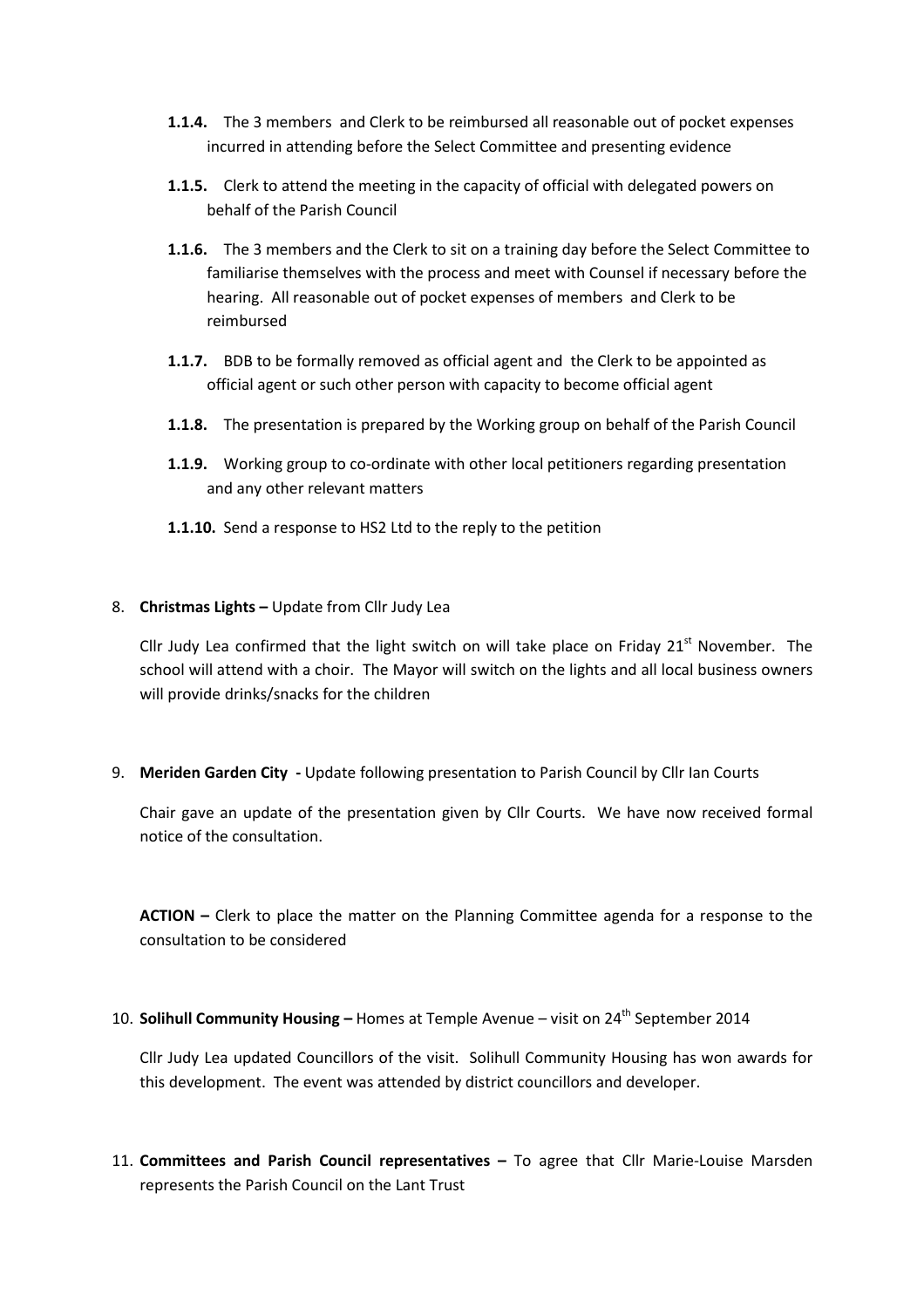- **1.1.4.** The 3 members and Clerk to be reimbursed all reasonable out of pocket expenses incurred in attending before the Select Committee and presenting evidence
- **1.1.5.** Clerk to attend the meeting in the capacity of official with delegated powers on behalf of the Parish Council
- **1.1.6.** The 3 members and the Clerk to sit on a training day before the Select Committee to familiarise themselves with the process and meet with Counsel if necessary before the hearing. All reasonable out of pocket expenses of members and Clerk to be reimbursed
- **1.1.7.** BDB to be formally removed as official agent and the Clerk to be appointed as official agent or such other person with capacity to become official agent
- **1.1.8.** The presentation is prepared by the Working group on behalf of the Parish Council
- **1.1.9.** Working group to co-ordinate with other local petitioners regarding presentation and any other relevant matters
- **1.1.10.** Send a response to HS2 Ltd to the reply to the petition

8. **Christmas Lights –** Update from Cllr Judy Lea

   Cllr Judy Lea confirmed that the light switch on will take place on Friday 21st November. The school will attend with a choir. The Mayor will switch on the lights and all local business owners will provide drinks/snacks for the children

9. **Meriden Garden City -** Update following presentation to Parish Council by Cllr Ian Courts

   Chair gave an update of the presentation given by Cllr Courts. We have now received formal notice of the consultation.

   **ACTION –** Clerk to place the matter on the Planning Committee agenda for a response to the consultation to be considered

10. **Solihull Community Housing –** Homes at Temple Avenue – visit on 24th September 2014

    Cllr Judy Lea updated Councillors of the visit. Solihull Community Housing has won awards for this development. The event was attended by district councillors and developer.

11. **Committees and Parish Council representatives –** To agree that Cllr Marie-Louise Marsden represents the Parish Council on the Lant Trust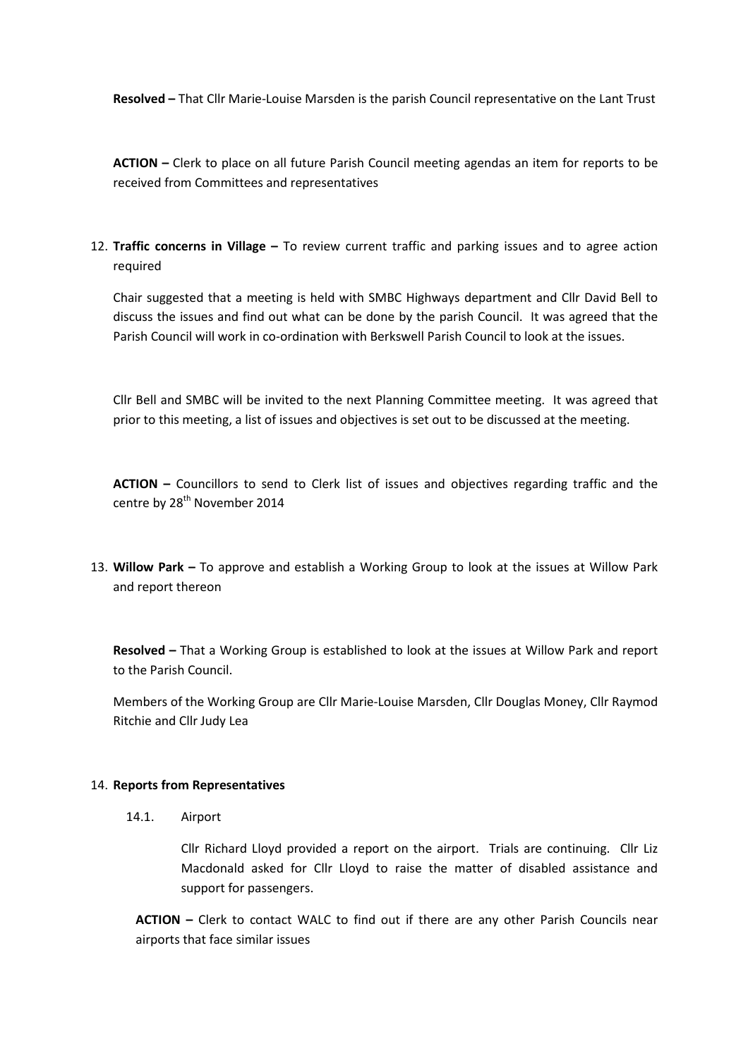**Resolved –** That Cllr Marie-Louise Marsden is the parish Council representative on the Lant Trust

**ACTION –** Clerk to place on all future Parish Council meeting agendas an item for reports to be received from Committees and representatives

12. **Traffic concerns in Village –** To review current traffic and parking issues and to agree action required

    Chair suggested that a meeting is held with SMBC Highways department and Cllr David Bell to discuss the issues and find out what can be done by the parish Council. It was agreed that the Parish Council will work in co-ordination with Berkswell Parish Council to look at the issues.

    Cllr Bell and SMBC will be invited to the next Planning Committee meeting. It was agreed that prior to this meeting, a list of issues and objectives is set out to be discussed at the meeting.

    **ACTION –** Councillors to send to Clerk list of issues and objectives regarding traffic and the centre by 28th November 2014

13. **Willow Park –** To approve and establish a Working Group to look at the issues at Willow Park and report thereon

    **Resolved –** That a Working Group is established to look at the issues at Willow Park and report to the Parish Council.

    Members of the Working Group are Cllr Marie-Louise Marsden, Cllr Douglas Money, Cllr Raymod Ritchie and Cllr Judy Lea

14. **Reports from Representatives**

    14.1. Airport

    Cllr Richard Lloyd provided a report on the airport. Trials are continuing. Cllr Liz Macdonald asked for Cllr Lloyd to raise the matter of disabled assistance and support for passengers.

    **ACTION –** Clerk to contact WALC to find out if there are any other Parish Councils near airports that face similar issues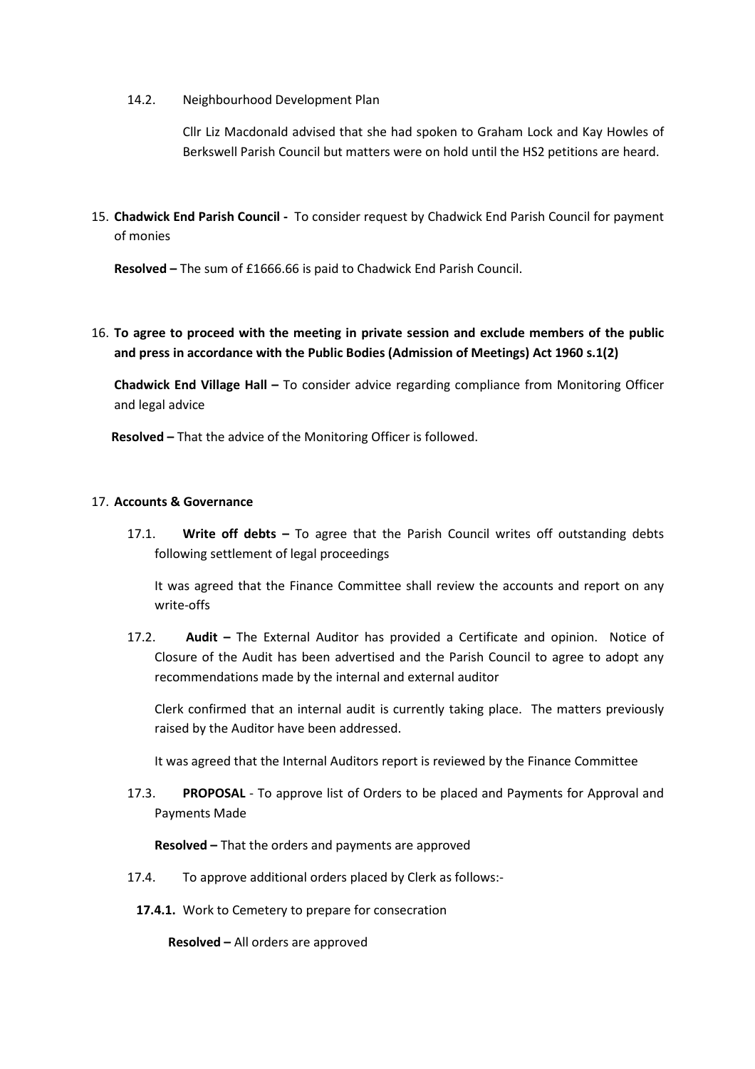14.2. Neighbourhood Development Plan

Cllr Liz Macdonald advised that she had spoken to Graham Lock and Kay Howles of Berkswell Parish Council but matters were on hold until the HS2 petitions are heard.

15. **Chadwick End Parish Council -** To consider request by Chadwick End Parish Council for payment of monies

**Resolved –** The sum of £1666.66 is paid to Chadwick End Parish Council.

16. **To agree to proceed with the meeting in private session and exclude members of the public and press in accordance with the Public Bodies (Admission of Meetings) Act 1960 s.1(2)**

**Chadwick End Village Hall –** To consider advice regarding compliance from Monitoring Officer and legal advice

**Resolved –** That the advice of the Monitoring Officer is followed.

17. **Accounts & Governance**

17.1. **Write off debts –** To agree that the Parish Council writes off outstanding debts following settlement of legal proceedings

It was agreed that the Finance Committee shall review the accounts and report on any write-offs

17.2. **Audit –** The External Auditor has provided a Certificate and opinion. Notice of Closure of the Audit has been advertised and the Parish Council to agree to adopt any recommendations made by the internal and external auditor

Clerk confirmed that an internal audit is currently taking place. The matters previously raised by the Auditor have been addressed.

It was agreed that the Internal Auditors report is reviewed by the Finance Committee

17.3. **PROPOSAL** - To approve list of Orders to be placed and Payments for Approval and Payments Made

**Resolved –** That the orders and payments are approved

17.4. To approve additional orders placed by Clerk as follows:-

**17.4.1.** Work to Cemetery to prepare for consecration

**Resolved –** All orders are approved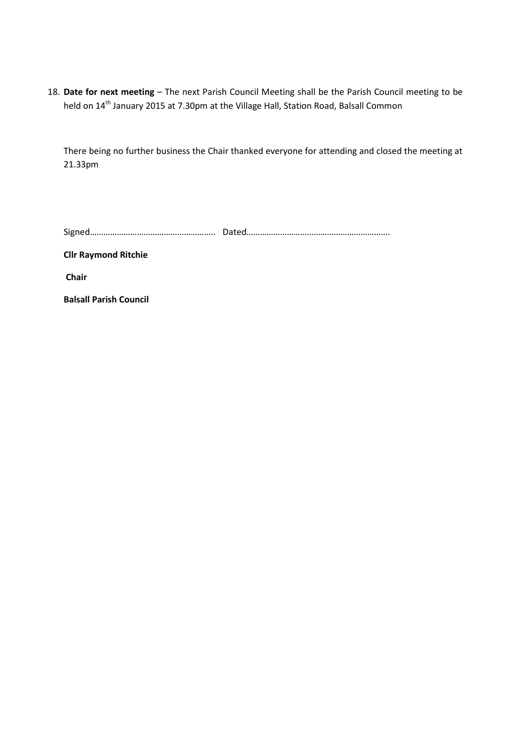18. **Date for next meeting** – The next Parish Council Meeting shall be the Parish Council meeting to be held on 14th January 2015 at 7.30pm at the Village Hall, Station Road, Balsall Common

    There being no further business the Chair thanked everyone for attending and closed the meeting at 21.33pm

    Signed……………………………………………….. Dated……………………………………………………….

    **Cllr Raymond Ritchie**

    **Chair**

    **Balsall Parish Council**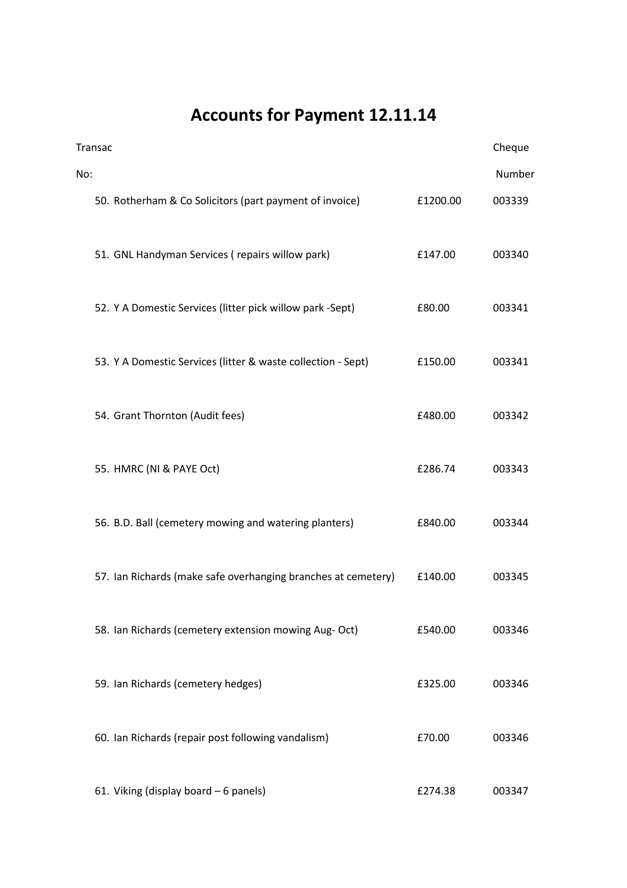# Accounts for Payment 12.11.14

| Transac No: | | | Cheque Number |
|---|---|---|---|
| 50. | Rotherham & Co Solicitors (part payment of invoice) | £1200.00 | 003339 |
| 51. | GNL Handyman Services ( repairs willow park) | £147.00 | 003340 |
| 52. | Y A Domestic Services (litter pick willow park -Sept) | £80.00 | 003341 |
| 53. | Y A Domestic Services (litter & waste collection - Sept) | £150.00 | 003341 |
| 54. | Grant Thornton (Audit fees) | £480.00 | 003342 |
| 55. | HMRC (NI & PAYE Oct) | £286.74 | 003343 |
| 56. | B.D. Ball (cemetery mowing and watering planters) | £840.00 | 003344 |
| 57. | Ian Richards (make safe overhanging branches at cemetery) | £140.00 | 003345 |
| 58. | Ian Richards (cemetery extension mowing Aug- Oct) | £540.00 | 003346 |
| 59. | Ian Richards (cemetery hedges) | £325.00 | 003346 |
| 60. | Ian Richards (repair post following vandalism) | £70.00 | 003346 |
| 61. | Viking (display board – 6 panels) | £274.38 | 003347 |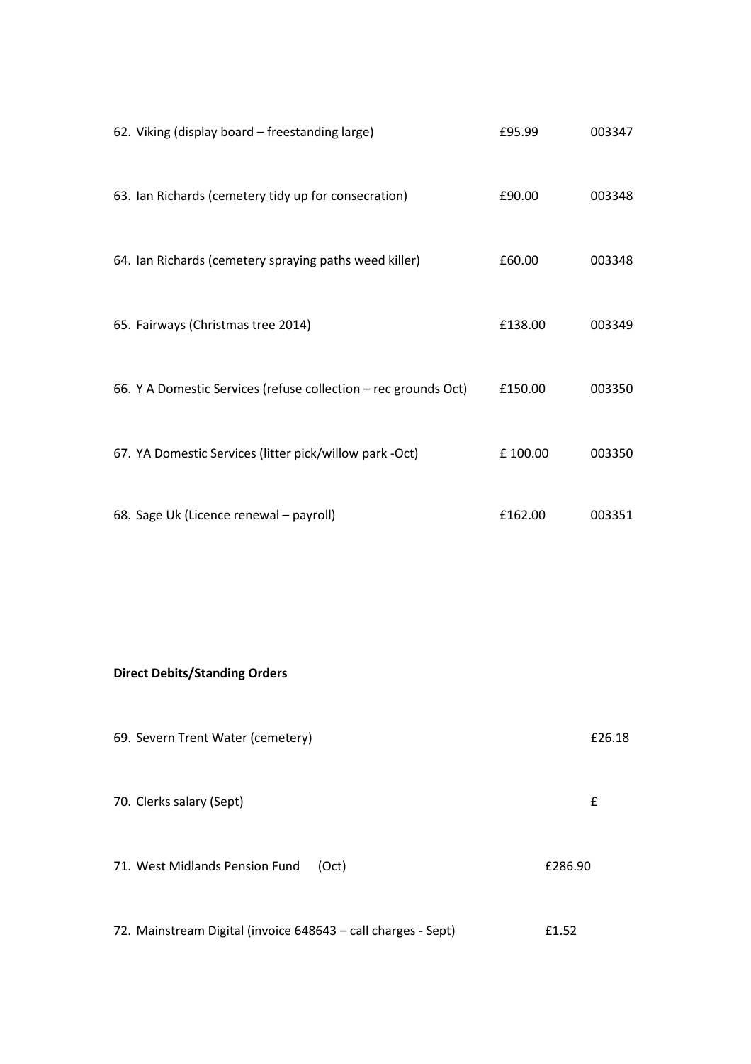| | | |
|---|---|---|
| 62. Viking (display board – freestanding large) | £95.99 | 003347 |
| 63. Ian Richards (cemetery tidy up for consecration) | £90.00 | 003348 |
| 64. Ian Richards (cemetery spraying paths weed killer) | £60.00 | 003348 |
| 65. Fairways (Christmas tree 2014) | £138.00 | 003349 |
| 66. Y A Domestic Services (refuse collection – rec grounds Oct) | £150.00 | 003350 |
| 67. YA Domestic Services (litter pick/willow park -Oct) | £ 100.00 | 003350 |
| 68. Sage Uk (Licence renewal – payroll) | £162.00 | 003351 |

**Direct Debits/Standing Orders**

| | |
|---|---|
| 69. Severn Trent Water (cemetery) | £26.18 |
| 70. Clerks salary (Sept) | £ |
| 71. West Midlands Pension Fund (Oct) | £286.90 |
| 72. Mainstream Digital (invoice 648643 – call charges - Sept) | £1.52 |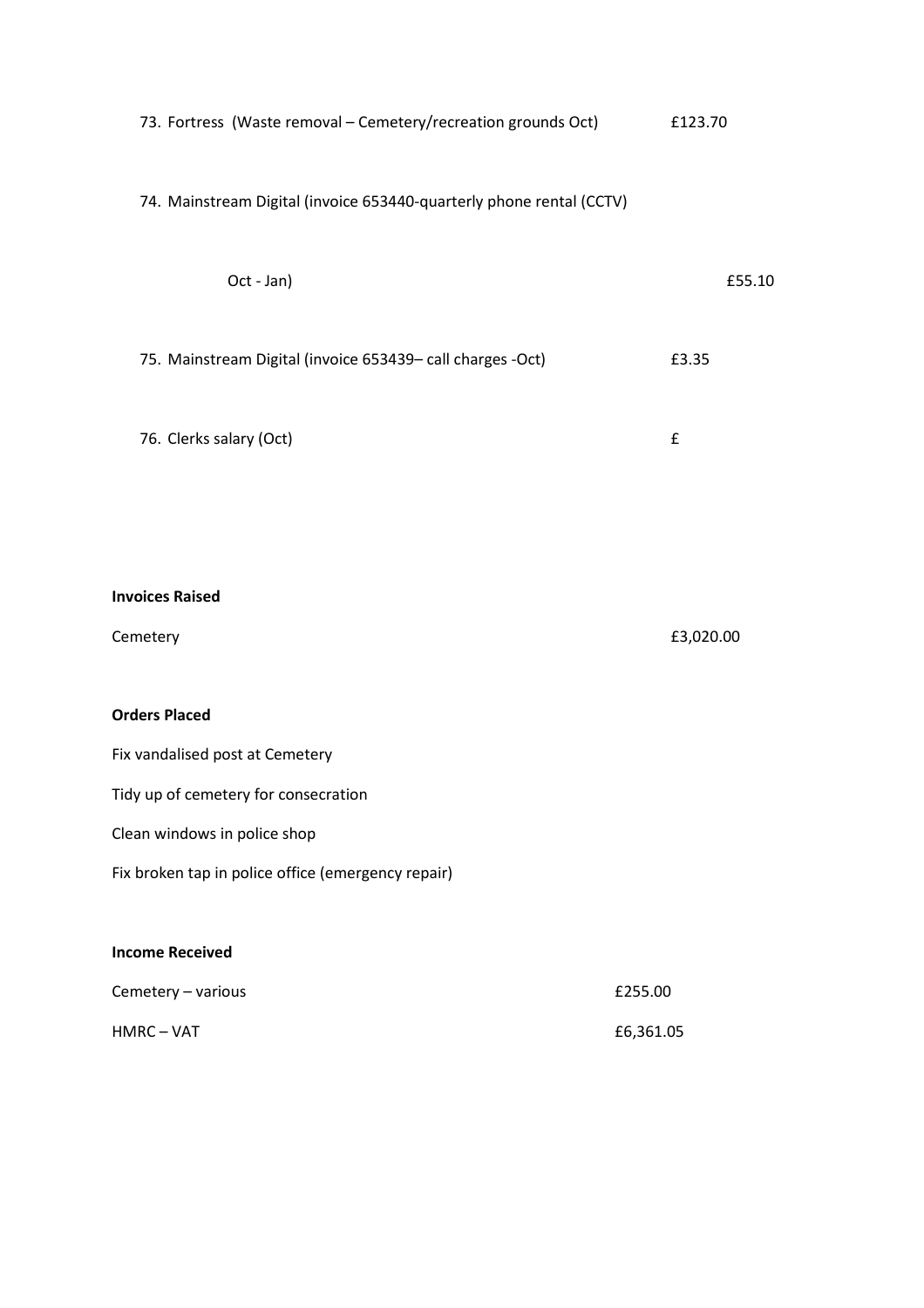73. Fortress (Waste removal – Cemetery/recreation grounds Oct) £123.70

74. Mainstream Digital (invoice 653440-quarterly phone rental (CCTV)

    Oct - Jan) £55.10

75. Mainstream Digital (invoice 653439– call charges -Oct) £3.35

76. Clerks salary (Oct) £

**Invoices Raised**

Cemetery £3,020.00

**Orders Placed**

Fix vandalised post at Cemetery

Tidy up of cemetery for consecration

Clean windows in police shop

Fix broken tap in police office (emergency repair)

**Income Received**

Cemetery – various £255.00

HMRC – VAT £6,361.05